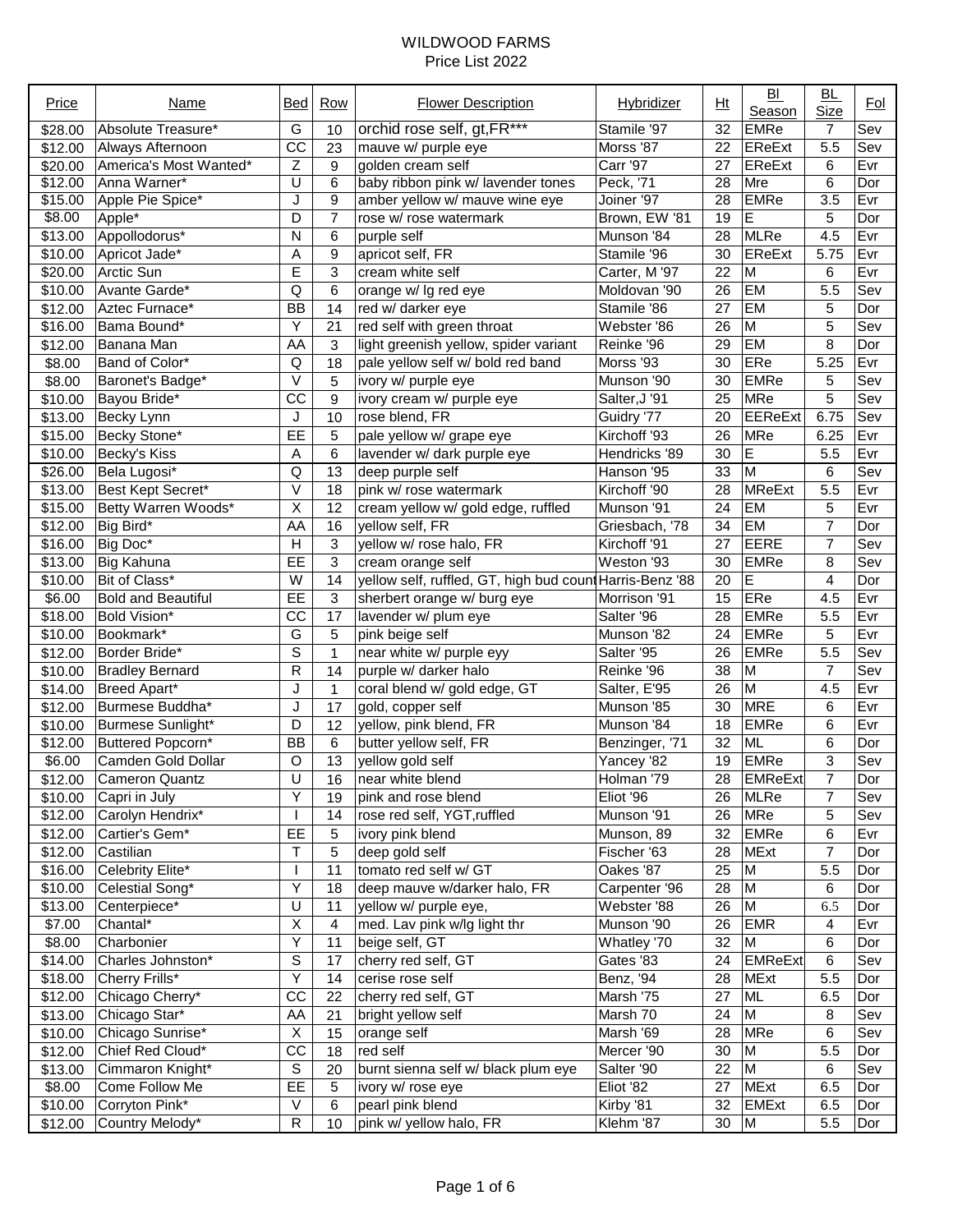# WILDWOOD FARMS

## Price List 2022

| Price | Name | Bed | Row | Flower Description | Hybridizer | Ht | Bl Season | BL Size | Fol |
|---|---|---|---|---|---|---|---|---|---|
| $28.00 | Absolute Treasure* | G | 10 | orchid rose self, gt,FR*** | Stamile '97 | 32 | EMRe | 7 | Sev |
| $12.00 | Always Afternoon | CC | 23 | mauve w/ purple eye | Morss '87 | 22 | EReExt | 5.5 | Sev |
| $20.00 | America's Most Wanted* | Z | 9 | golden cream self | Carr '97 | 27 | EReExt | 6 | Evr |
| $12.00 | Anna Warner* | U | 6 | baby ribbon pink w/ lavender tones | Peck, '71 | 28 | Mre | 6 | Dor |
| $15.00 | Apple Pie Spice* | J | 9 | amber yellow w/ mauve wine eye | Joiner '97 | 28 | EMRe | 3.5 | Evr |
| $8.00 | Apple* | D | 7 | rose w/ rose watermark | Brown, EW '81 | 19 | E | 5 | Dor |
| $13.00 | Appollodorus* | N | 6 | purple self | Munson '84 | 28 | MLRe | 4.5 | Evr |
| $10.00 | Apricot Jade* | A | 9 | apricot self, FR | Stamile '96 | 30 | EReExt | 5.75 | Evr |
| $20.00 | Arctic Sun | E | 3 | cream white self | Carter, M '97 | 22 | M | 6 | Evr |
| $10.00 | Avante Garde* | Q | 6 | orange w/ lg red eye | Moldovan '90 | 26 | EM | 5.5 | Sev |
| $12.00 | Aztec Furnace* | BB | 14 | red w/ darker eye | Stamile '86 | 27 | EM | 5 | Dor |
| $16.00 | Bama Bound* | Y | 21 | red self with green throat | Webster '86 | 26 | M | 5 | Sev |
| $12.00 | Banana Man | AA | 3 | light greenish yellow, spider variant | Reinke '96 | 29 | EM | 8 | Dor |
| $8.00 | Band of Color* | Q | 18 | pale yellow self w/ bold red band | Morss '93 | 30 | ERe | 5.25 | Evr |
| $8.00 | Baronet's Badge* | V | 5 | ivory w/ purple eye | Munson '90 | 30 | EMRe | 5 | Sev |
| $10.00 | Bayou Bride* | CC | 9 | ivory cream w/ purple eye | Salter,J '91 | 25 | MRe | 5 | Sev |
| $13.00 | Becky Lynn | J | 10 | rose blend, FR | Guidry '77 | 20 | EEReExt | 6.75 | Sev |
| $15.00 | Becky Stone* | EE | 5 | pale yellow w/ grape eye | Kirchoff '93 | 26 | MRe | 6.25 | Evr |
| $10.00 | Becky's Kiss | A | 6 | lavender w/ dark purple eye | Hendricks '89 | 30 | E | 5.5 | Evr |
| $26.00 | Bela Lugosi* | Q | 13 | deep purple self | Hanson '95 | 33 | M | 6 | Sev |
| $13.00 | Best Kept Secret* | V | 18 | pink w/ rose watermark | Kirchoff '90 | 28 | MReExt | 5.5 | Evr |
| $15.00 | Betty Warren Woods* | X | 12 | cream yellow w/ gold edge, ruffled | Munson '91 | 24 | EM | 5 | Evr |
| $12.00 | Big Bird* | AA | 16 | yellow self, FR | Griesbach, '78 | 34 | EM | 7 | Dor |
| $16.00 | Big Doc* | H | 3 | yellow w/ rose halo, FR | Kirchoff '91 | 27 | EERE | 7 | Sev |
| $13.00 | Big Kahuna | EE | 3 | cream orange self | Weston '93 | 30 | EMRe | 8 | Sev |
| $10.00 | Bit of Class* | W | 14 | yellow self, ruffled, GT, high bud count | Harris-Benz '88 | 20 | E | 4 | Dor |
| $6.00 | Bold and Beautiful | EE | 3 | sherbert orange w/ burg eye | Morrison '91 | 15 | ERe | 4.5 | Evr |
| $18.00 | Bold Vision* | CC | 17 | lavender w/ plum eye | Salter '96 | 28 | EMRe | 5.5 | Evr |
| $10.00 | Bookmark* | G | 5 | pink beige self | Munson '82 | 24 | EMRe | 5 | Evr |
| $12.00 | Border Bride* | S | 1 | near white w/ purple eyy | Salter '95 | 26 | EMRe | 5.5 | Sev |
| $10.00 | Bradley Bernard | R | 14 | purple w/ darker halo | Reinke '96 | 38 | M | 7 | Sev |
| $14.00 | Breed Apart* | J | 1 | coral blend w/ gold edge, GT | Salter, E'95 | 26 | M | 4.5 | Evr |
| $12.00 | Burmese Buddha* | J | 17 | gold, copper self | Munson '85 | 30 | MRE | 6 | Evr |
| $10.00 | Burmese Sunlight* | D | 12 | yellow, pink blend, FR | Munson '84 | 18 | EMRe | 6 | Evr |
| $12.00 | Buttered Popcorn* | BB | 6 | butter yellow self, FR | Benzinger, '71 | 32 | ML | 6 | Dor |
| $6.00 | Camden Gold Dollar | O | 13 | yellow gold self | Yancey '82 | 19 | EMRe | 3 | Sev |
| $12.00 | Cameron Quantz | U | 16 | near white blend | Holman '79 | 28 | EMReExt | 7 | Dor |
| $10.00 | Capri in July | Y | 19 | pink and rose blend | Eliot '96 | 26 | MLRe | 7 | Sev |
| $12.00 | Carolyn Hendrix* | I | 14 | rose red self, YGT,ruffled | Munson '91 | 26 | MRe | 5 | Sev |
| $12.00 | Cartier's Gem* | EE | 5 | ivory pink blend | Munson, 89 | 32 | EMRe | 6 | Evr |
| $12.00 | Castilian | T | 5 | deep gold self | Fischer '63 | 28 | MExt | 7 | Dor |
| $16.00 | Celebrity Elite* | I | 11 | tomato red self w/ GT | Oakes '87 | 25 | M | 5.5 | Dor |
| $10.00 | Celestial Song* | Y | 18 | deep mauve w/darker halo, FR | Carpenter '96 | 28 | M | 6 | Dor |
| $13.00 | Centerpiece* | U | 11 | yellow w/ purple eye, | Webster '88 | 26 | M | 6.5 | Dor |
| $7.00 | Chantal* | X | 4 | med. Lav pink w/lg light thr | Munson '90 | 26 | EMR | 4 | Evr |
| $8.00 | Charbonier | Y | 11 | beige self, GT | Whatley '70 | 32 | M | 6 | Dor |
| $14.00 | Charles Johnston* | S | 17 | cherry red self, GT | Gates '83 | 24 | EMReExt | 6 | Sev |
| $18.00 | Cherry Frills* | Y | 14 | cerise rose self | Benz, '94 | 28 | MExt | 5.5 | Dor |
| $12.00 | Chicago Cherry* | CC | 22 | cherry red self, GT | Marsh '75 | 27 | ML | 6.5 | Dor |
| $13.00 | Chicago Star* | AA | 21 | bright yellow self | Marsh 70 | 24 | M | 8 | Sev |
| $10.00 | Chicago Sunrise* | X | 15 | orange self | Marsh '69 | 28 | MRe | 6 | Sev |
| $12.00 | Chief Red Cloud* | CC | 18 | red self | Mercer '90 | 30 | M | 5.5 | Dor |
| $13.00 | Cimmaron Knight* | S | 20 | burnt sienna self w/ black plum eye | Salter '90 | 22 | M | 6 | Sev |
| $8.00 | Come Follow Me | EE | 5 | ivory w/ rose eye | Eliot '82 | 27 | MExt | 6.5 | Dor |
| $10.00 | Corryton Pink* | V | 6 | pearl pink blend | Kirby '81 | 32 | EMExt | 6.5 | Dor |
| $12.00 | Country Melody* | R | 10 | pink w/ yellow halo, FR | Klehm '87 | 30 | M | 5.5 | Dor |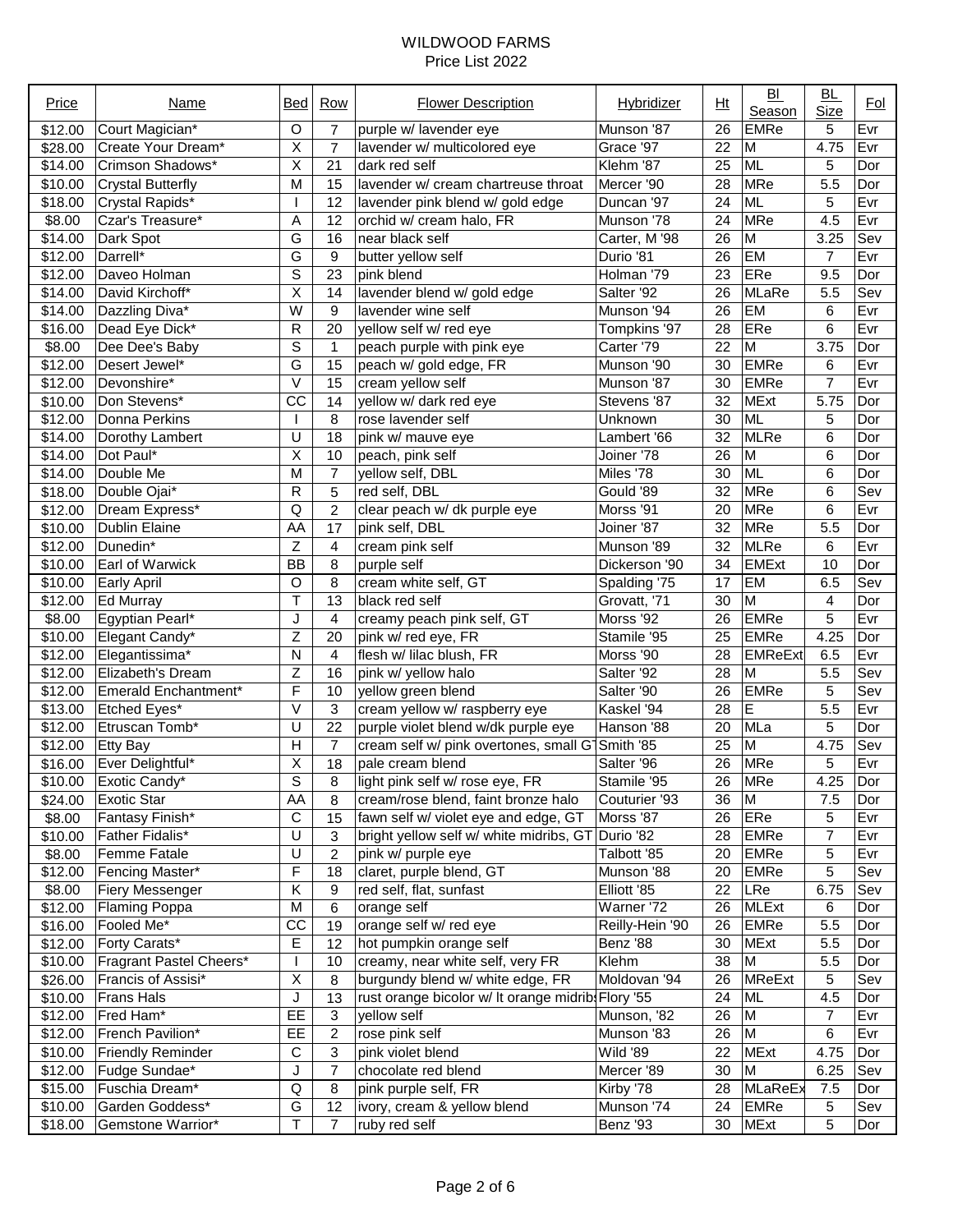# WILDWOOD FARMS

Price List 2022

| Price | Name | Bed | Row | Flower Description | Hybridizer | Ht | Bl Season | BL Size | Fol |
|---|---|---|---|---|---|---|---|---|---|
| $12.00 | Court Magician* | O | 7 | purple w/ lavender eye | Munson '87 | 26 | EMRe | 5 | Evr |
| $28.00 | Create Your Dream* | X | 7 | lavender w/ multicolored eye | Grace '97 | 22 | M | 4.75 | Evr |
| $14.00 | Crimson Shadows* | X | 21 | dark red self | Klehm '87 | 25 | ML | 5 | Dor |
| $10.00 | Crystal Butterfly | M | 15 | lavender w/ cream chartreuse throat | Mercer '90 | 28 | MRe | 5.5 | Dor |
| $18.00 | Crystal Rapids* | I | 12 | lavender pink blend w/ gold edge | Duncan '97 | 24 | ML | 5 | Evr |
| $8.00 | Czar's Treasure* | A | 12 | orchid w/ cream halo, FR | Munson '78 | 24 | MRe | 4.5 | Evr |
| $14.00 | Dark Spot | G | 16 | near black self | Carter, M '98 | 26 | M | 3.25 | Sev |
| $12.00 | Darrell* | G | 9 | butter yellow self | Durio '81 | 26 | EM | 7 | Evr |
| $12.00 | Daveo Holman | S | 23 | pink blend | Holman '79 | 23 | ERe | 9.5 | Dor |
| $14.00 | David Kirchoff* | X | 14 | lavender blend w/ gold edge | Salter '92 | 26 | MLaRe | 5.5 | Sev |
| $14.00 | Dazzling Diva* | W | 9 | lavender wine self | Munson '94 | 26 | EM | 6 | Evr |
| $16.00 | Dead Eye Dick* | R | 20 | yellow self w/ red eye | Tompkins '97 | 28 | ERe | 6 | Evr |
| $8.00 | Dee Dee's Baby | S | 1 | peach purple with pink eye | Carter '79 | 22 | M | 3.75 | Dor |
| $12.00 | Desert Jewel* | G | 15 | peach w/ gold edge, FR | Munson '90 | 30 | EMRe | 6 | Evr |
| $12.00 | Devonshire* | V | 15 | cream yellow self | Munson '87 | 30 | EMRe | 7 | Evr |
| $10.00 | Don Stevens* | CC | 14 | yellow w/ dark red eye | Stevens '87 | 32 | MExt | 5.75 | Dor |
| $12.00 | Donna Perkins | I | 8 | rose lavender self | Unknown | 30 | ML | 5 | Dor |
| $14.00 | Dorothy Lambert | U | 18 | pink w/ mauve eye | Lambert '66 | 32 | MLRe | 6 | Dor |
| $14.00 | Dot Paul* | X | 10 | peach, pink self | Joiner '78 | 26 | M | 6 | Dor |
| $14.00 | Double Me | M | 7 | yellow self, DBL | Miles '78 | 30 | ML | 6 | Dor |
| $18.00 | Double Ojai* | R | 5 | red self, DBL | Gould '89 | 32 | MRe | 6 | Sev |
| $12.00 | Dream Express* | Q | 2 | clear peach w/ dk purple eye | Morss '91 | 20 | MRe | 6 | Evr |
| $10.00 | Dublin Elaine | AA | 17 | pink self, DBL | Joiner '87 | 32 | MRe | 5.5 | Dor |
| $12.00 | Dunedin* | Z | 4 | cream pink self | Munson '89 | 32 | MLRe | 6 | Evr |
| $10.00 | Earl of Warwick | BB | 8 | purple self | Dickerson '90 | 34 | EMExt | 10 | Dor |
| $10.00 | Early April | O | 8 | cream white self, GT | Spalding '75 | 17 | EM | 6.5 | Sev |
| $12.00 | Ed Murray | T | 13 | black red self | Grovatt, '71 | 30 | M | 4 | Dor |
| $8.00 | Egyptian Pearl* | J | 4 | creamy peach pink self, GT | Morss '92 | 26 | EMRe | 5 | Evr |
| $10.00 | Elegant Candy* | Z | 20 | pink w/ red eye, FR | Stamile '95 | 25 | EMRe | 4.25 | Dor |
| $12.00 | Elegantissima* | N | 4 | flesh w/ lilac blush, FR | Morss '90 | 28 | EMReExt | 6.5 | Evr |
| $12.00 | Elizabeth's Dream | Z | 16 | pink w/ yellow halo | Salter '92 | 28 | M | 5.5 | Sev |
| $12.00 | Emerald Enchantment* | F | 10 | yellow green blend | Salter '90 | 26 | EMRe | 5 | Sev |
| $13.00 | Etched Eyes* | V | 3 | cream yellow w/ raspberry eye | Kaskel '94 | 28 | E | 5.5 | Evr |
| $12.00 | Etruscan Tomb* | U | 22 | purple violet blend w/dk purple eye | Hanson '88 | 20 | MLa | 5 | Dor |
| $12.00 | Etty Bay | H | 7 | cream self w/ pink overtones, small GT | Smith '85 | 25 | M | 4.75 | Sev |
| $16.00 | Ever Delightful* | X | 18 | pale cream blend | Salter '96 | 26 | MRe | 5 | Evr |
| $10.00 | Exotic Candy* | S | 8 | light pink self w/ rose eye, FR | Stamile '95 | 26 | MRe | 4.25 | Dor |
| $24.00 | Exotic Star | AA | 8 | cream/rose blend, faint bronze halo | Couturier '93 | 36 | M | 7.5 | Dor |
| $8.00 | Fantasy Finish* | C | 15 | fawn self w/ violet eye and edge, GT | Morss '87 | 26 | ERe | 5 | Evr |
| $10.00 | Father Fidalis* | U | 3 | bright yellow self w/ white midribs, GT | Durio '82 | 28 | EMRe | 7 | Evr |
| $8.00 | Femme Fatale | U | 2 | pink w/ purple eye | Talbott '85 | 20 | EMRe | 5 | Evr |
| $12.00 | Fencing Master* | F | 18 | claret, purple blend, GT | Munson '88 | 20 | EMRe | 5 | Sev |
| $8.00 | Fiery Messenger | K | 9 | red self, flat, sunfast | Elliott '85 | 22 | LRe | 6.75 | Sev |
| $12.00 | Flaming Poppa | M | 6 | orange self | Warner '72 | 26 | MLExt | 6 | Dor |
| $16.00 | Fooled Me* | CC | 19 | orange self w/ red eye | Reilly-Hein '90 | 26 | EMRe | 5.5 | Dor |
| $12.00 | Forty Carats* | E | 12 | hot pumpkin orange self | Benz '88 | 30 | MExt | 5.5 | Dor |
| $10.00 | Fragrant Pastel Cheers* | I | 10 | creamy, near white self, very FR | Klehm | 38 | M | 5.5 | Dor |
| $26.00 | Francis of Assisi* | X | 8 | burgundy blend w/ white edge, FR | Moldovan '94 | 26 | MReExt | 5 | Sev |
| $10.00 | Frans Hals | J | 13 | rust orange bicolor w/ lt orange midribs | Flory '55 | 24 | ML | 4.5 | Dor |
| $12.00 | Fred Ham* | EE | 3 | yellow self | Munson, '82 | 26 | M | 7 | Evr |
| $12.00 | French Pavilion* | EE | 2 | rose pink self | Munson '83 | 26 | M | 6 | Evr |
| $10.00 | Friendly Reminder | C | 3 | pink violet blend | Wild '89 | 22 | MExt | 4.75 | Dor |
| $12.00 | Fudge Sundae* | J | 7 | chocolate red blend | Mercer '89 | 30 | M | 6.25 | Sev |
| $15.00 | Fuschia Dream* | Q | 8 | pink purple self, FR | Kirby '78 | 28 | MLaReEx | 7.5 | Dor |
| $10.00 | Garden Goddess* | G | 12 | ivory, cream & yellow blend | Munson '74 | 24 | EMRe | 5 | Sev |
| $18.00 | Gemstone Warrior* | T | 7 | ruby red self | Benz '93 | 30 | MExt | 5 | Dor |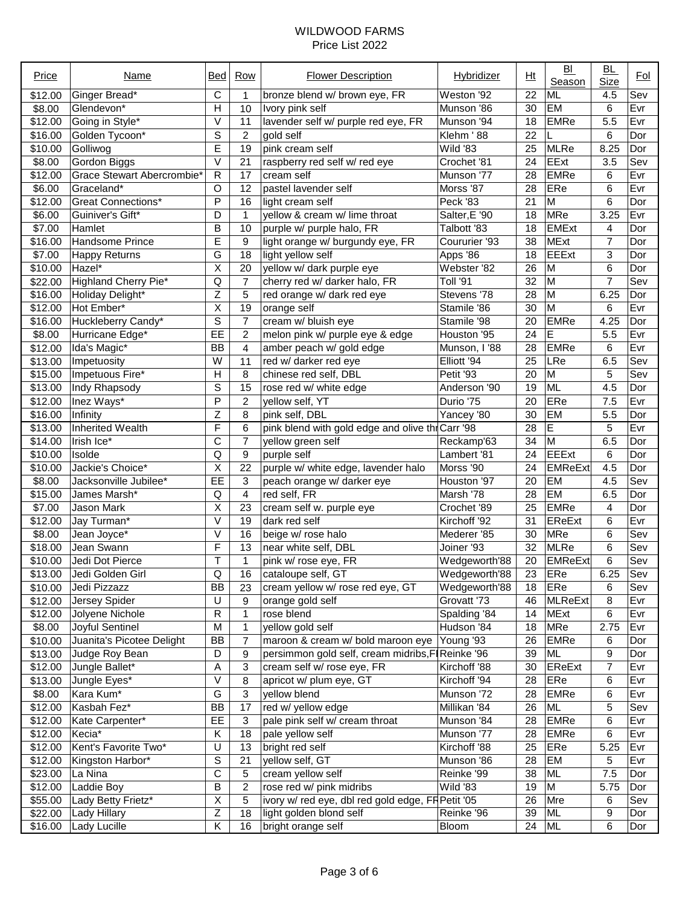WILDWOOD FARMS
Price List 2022

| Price | Name | Bed | Row | Flower Description | Hybridizer | Ht | Bl Season | BL Size | Fol |
|---|---|---|---|---|---|---|---|---|---|
| $12.00 | Ginger Bread* | C | 1 | bronze blend w/ brown eye, FR | Weston '92 | 22 | ML | 4.5 | Sev |
| $8.00 | Glendevon* | H | 10 | Ivory pink self | Munson '86 | 30 | EM | 6 | Evr |
| $12.00 | Going in Style* | V | 11 | lavender self w/ purple red eye, FR | Munson '94 | 18 | EMRe | 5.5 | Evr |
| $16.00 | Golden Tycoon* | S | 2 | gold self | Klehm ' 88 | 22 | L | 6 | Dor |
| $10.00 | Golliwog | E | 19 | pink cream self | Wild '83 | 25 | MLRe | 8.25 | Dor |
| $8.00 | Gordon Biggs | V | 21 | raspberry red self w/ red eye | Crochet '81 | 24 | EExt | 3.5 | Sev |
| $12.00 | Grace Stewart Abercrombie* | R | 17 | cream self | Munson '77 | 28 | EMRe | 6 | Evr |
| $6.00 | Graceland* | O | 12 | pastel lavender self | Morss '87 | 28 | ERe | 6 | Evr |
| $12.00 | Great Connections* | P | 16 | light cream self | Peck '83 | 21 | M | 6 | Dor |
| $6.00 | Guiniver's Gift* | D | 1 | yellow & cream w/ lime throat | Salter,E '90 | 18 | MRe | 3.25 | Evr |
| $7.00 | Hamlet | B | 10 | purple w/ purple halo, FR | Talbott '83 | 18 | EMExt | 4 | Dor |
| $16.00 | Handsome Prince | E | 9 | light orange w/ burgundy eye, FR | Coururier '93 | 38 | MExt | 7 | Dor |
| $7.00 | Happy Returns | G | 18 | light yellow self | Apps '86 | 18 | EEExt | 3 | Dor |
| $10.00 | Hazel* | X | 20 | yellow w/ dark purple eye | Webster '82 | 26 | M | 6 | Dor |
| $22.00 | Highland Cherry Pie* | Q | 7 | cherry red w/ darker halo, FR | Toll '91 | 32 | M | 7 | Sev |
| $16.00 | Holiday Delight* | Z | 5 | red orange w/ dark red eye | Stevens '78 | 28 | M | 6.25 | Dor |
| $12.00 | Hot Ember* | X | 19 | orange self | Stamile '86 | 30 | M | 6 | Evr |
| $16.00 | Huckleberry Candy* | S | 7 | cream w/ bluish eye | Stamile '98 | 20 | EMRe | 4.25 | Dor |
| $8.00 | Hurricane Edge* | EE | 2 | melon pink w/ purple eye & edge | Houston '95 | 24 | E | 5.5 | Evr |
| $12.00 | Ida's Magic* | BB | 4 | amber peach w/ gold edge | Munson, I '88 | 28 | EMRe | 6 | Evr |
| $13.00 | Impetuosity | W | 11 | red w/ darker red eye | Elliott '94 | 25 | LRe | 6.5 | Sev |
| $15.00 | Impetuous Fire* | H | 8 | chinese red self, DBL | Petit '93 | 20 | M | 5 | Sev |
| $13.00 | Indy Rhapsody | S | 15 | rose red w/ white edge | Anderson '90 | 19 | ML | 4.5 | Dor |
| $12.00 | Inez Ways* | P | 2 | yellow self, YT | Durio '75 | 20 | ERe | 7.5 | Evr |
| $16.00 | Infinity | Z | 8 | pink self, DBL | Yancey '80 | 30 | EM | 5.5 | Dor |
| $13.00 | Inherited Wealth | F | 6 | pink blend with gold edge and olive thr | Carr '98 | 28 | E | 5 | Evr |
| $14.00 | Irish Ice* | C | 7 | yellow green self | Reckamp'63 | 34 | M | 6.5 | Dor |
| $10.00 | Isolde | Q | 9 | purple self | Lambert '81 | 24 | EEExt | 6 | Dor |
| $10.00 | Jackie's Choice* | X | 22 | purple w/ white edge, lavender halo | Morss '90 | 24 | EMReExt | 4.5 | Dor |
| $8.00 | Jacksonville Jubilee* | EE | 3 | peach orange w/ darker eye | Houston '97 | 20 | EM | 4.5 | Sev |
| $15.00 | James Marsh* | Q | 4 | red self, FR | Marsh '78 | 28 | EM | 6.5 | Dor |
| $7.00 | Jason Mark | X | 23 | cream self w. purple eye | Crochet '89 | 25 | EMRe | 4 | Dor |
| $12.00 | Jay Turman* | V | 19 | dark red self | Kirchoff '92 | 31 | EReExt | 6 | Evr |
| $8.00 | Jean Joyce* | V | 16 | beige w/ rose halo | Mederer '85 | 30 | MRe | 6 | Sev |
| $18.00 | Jean Swann | F | 13 | near white self, DBL | Joiner '93 | 32 | MLRe | 6 | Sev |
| $10.00 | Jedi Dot Pierce | T | 1 | pink w/ rose eye, FR | Wedgeworth'88 | 20 | EMReExt | 6 | Sev |
| $13.00 | Jedi Golden Girl | Q | 16 | cataloupe self, GT | Wedgeworth'88 | 23 | ERe | 6.25 | Sev |
| $10.00 | Jedi Pizzazz | BB | 23 | cream yellow w/ rose red eye, GT | Wedgeworth'88 | 18 | ERe | 6 | Sev |
| $12.00 | Jersey Spider | U | 9 | orange gold self | Grovatt '73 | 46 | MLReExt | 8 | Evr |
| $12.00 | Jolyene Nichole | R | 1 | rose blend | Spalding '84 | 14 | MExt | 6 | Evr |
| $8.00 | Joyful Sentinel | M | 1 | yellow gold self | Hudson '84 | 18 | MRe | 2.75 | Evr |
| $10.00 | Juanita's Picotee Delight | BB | 7 | maroon & cream w/ bold maroon eye | Young '93 | 26 | EMRe | 6 | Dor |
| $13.00 | Judge Roy Bean | D | 9 | persimmon gold self, cream midribs,FI | Reinke '96 | 39 | ML | 9 | Dor |
| $12.00 | Jungle Ballet* | A | 3 | cream self w/ rose eye, FR | Kirchoff '88 | 30 | EReExt | 7 | Evr |
| $13.00 | Jungle Eyes* | V | 8 | apricot w/ plum eye, GT | Kirchoff '94 | 28 | ERe | 6 | Evr |
| $8.00 | Kara Kum* | G | 3 | yellow blend | Munson '72 | 28 | EMRe | 6 | Evr |
| $12.00 | Kasbah Fez* | BB | 17 | red w/ yellow edge | Millikan '84 | 26 | ML | 5 | Sev |
| $12.00 | Kate Carpenter* | EE | 3 | pale pink self w/ cream throat | Munson '84 | 28 | EMRe | 6 | Evr |
| $12.00 | Kecia* | K | 18 | pale yellow self | Munson '77 | 28 | EMRe | 6 | Evr |
| $12.00 | Kent's Favorite Two* | U | 13 | bright red self | Kirchoff '88 | 25 | ERe | 5.25 | Evr |
| $12.00 | Kingston Harbor* | S | 21 | yellow self, GT | Munson '86 | 28 | EM | 5 | Evr |
| $23.00 | La Nina | C | 5 | cream yellow self | Reinke '99 | 38 | ML | 7.5 | Dor |
| $12.00 | Laddie Boy | B | 2 | rose red w/ pink midribs | Wild '83 | 19 | M | 5.75 | Dor |
| $55.00 | Lady Betty Frietz* | X | 5 | ivory w/ red eye, dbl red gold edge, FR | Petit '05 | 26 | Mre | 6 | Sev |
| $22.00 | Lady Hillary | Z | 18 | light golden blond self | Reinke '96 | 39 | ML | 9 | Dor |
| $16.00 | Lady Lucille | K | 16 | bright orange self | Bloom | 24 | ML | 6 | Dor |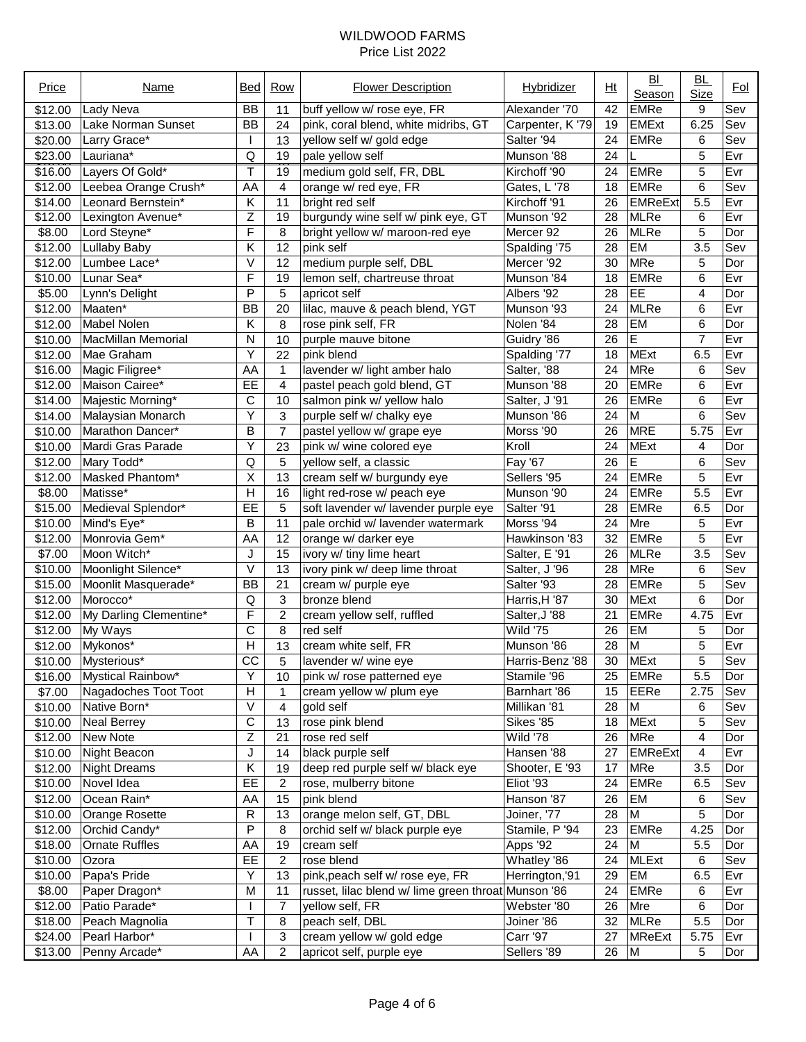WILDWOOD FARMS
Price List 2022

| Price | Name | Bed | Row | Flower Description | Hybridizer | Ht | Bl Season | BL Size | Fol |
|---|---|---|---|---|---|---|---|---|---|
| $12.00 | Lady Neva | BB | 11 | buff yellow w/ rose eye, FR | Alexander '70 | 42 | EMRe | 9 | Sev |
| $13.00 | Lake Norman Sunset | BB | 24 | pink, coral blend, white midribs, GT | Carpenter, K '79 | 19 | EMExt | 6.25 | Sev |
| $20.00 | Larry Grace* | I | 13 | yellow self w/ gold edge | Salter '94 | 24 | EMRe | 6 | Sev |
| $23.00 | Lauriana* | Q | 19 | pale yellow self | Munson '88 | 24 | L | 5 | Evr |
| $16.00 | Layers Of Gold* | T | 19 | medium gold self, FR, DBL | Kirchoff '90 | 24 | EMRe | 5 | Evr |
| $12.00 | Leebea Orange Crush* | AA | 4 | orange w/ red eye, FR | Gates, L '78 | 18 | EMRe | 6 | Sev |
| $14.00 | Leonard Bernstein* | K | 11 | bright red self | Kirchoff '91 | 26 | EMReExt | 5.5 | Evr |
| $12.00 | Lexington Avenue* | Z | 19 | burgundy wine self w/ pink eye, GT | Munson '92 | 28 | MLRe | 6 | Evr |
| $8.00 | Lord Steyne* | F | 8 | bright yellow w/ maroon-red eye | Mercer 92 | 26 | MLRe | 5 | Dor |
| $12.00 | Lullaby Baby | K | 12 | pink self | Spalding '75 | 28 | EM | 3.5 | Sev |
| $12.00 | Lumbee Lace* | V | 12 | medium purple self, DBL | Mercer '92 | 30 | MRe | 5 | Dor |
| $10.00 | Lunar Sea* | F | 19 | lemon self, chartreuse throat | Munson '84 | 18 | EMRe | 6 | Evr |
| $5.00 | Lynn's Delight | P | 5 | apricot self | Albers '92 | 28 | EE | 4 | Dor |
| $12.00 | Maaten* | BB | 20 | lilac, mauve & peach blend, YGT | Munson '93 | 24 | MLRe | 6 | Evr |
| $12.00 | Mabel Nolen | K | 8 | rose pink self, FR | Nolen '84 | 28 | EM | 6 | Dor |
| $10.00 | MacMillan Memorial | N | 10 | purple mauve bitone | Guidry '86 | 26 | E | 7 | Evr |
| $12.00 | Mae Graham | Y | 22 | pink blend | Spalding '77 | 18 | MExt | 6.5 | Evr |
| $16.00 | Magic Filigree* | AA | 1 | lavender w/ light amber halo | Salter, '88 | 24 | MRe | 6 | Sev |
| $12.00 | Maison Cairee* | EE | 4 | pastel peach gold blend, GT | Munson '88 | 20 | EMRe | 6 | Evr |
| $14.00 | Majestic Morning* | C | 10 | salmon pink w/ yellow halo | Salter, J '91 | 26 | EMRe | 6 | Evr |
| $14.00 | Malaysian Monarch | Y | 3 | purple self w/ chalky eye | Munson '86 | 24 | M | 6 | Sev |
| $10.00 | Marathon Dancer* | B | 7 | pastel yellow w/ grape eye | Morss '90 | 26 | MRE | 5.75 | Evr |
| $10.00 | Mardi Gras Parade | Y | 23 | pink w/ wine colored eye | Kroll | 24 | MExt | 4 | Dor |
| $12.00 | Mary Todd* | Q | 5 | yellow self, a classic | Fay '67 | 26 | E | 6 | Sev |
| $12.00 | Masked Phantom* | X | 13 | cream self w/ burgundy eye | Sellers '95 | 24 | EMRe | 5 | Evr |
| $8.00 | Matisse* | H | 16 | light red-rose w/ peach eye | Munson '90 | 24 | EMRe | 5.5 | Evr |
| $15.00 | Medieval Splendor* | EE | 5 | soft lavender w/ lavender purple eye | Salter '91 | 28 | EMRe | 6.5 | Dor |
| $10.00 | Mind's Eye* | B | 11 | pale orchid w/ lavender watermark | Morss '94 | 24 | Mre | 5 | Evr |
| $12.00 | Monrovia Gem* | AA | 12 | orange w/ darker eye | Hawkinson '83 | 32 | EMRe | 5 | Evr |
| $7.00 | Moon Witch* | J | 15 | ivory w/ tiny lime heart | Salter, E '91 | 26 | MLRe | 3.5 | Sev |
| $10.00 | Moonlight Silence* | V | 13 | ivory pink w/ deep lime throat | Salter, J '96 | 28 | MRe | 6 | Sev |
| $15.00 | Moonlit Masquerade* | BB | 21 | cream w/ purple eye | Salter '93 | 28 | EMRe | 5 | Sev |
| $12.00 | Morocco* | Q | 3 | bronze blend | Harris,H '87 | 30 | MExt | 6 | Dor |
| $12.00 | My Darling Clementine* | F | 2 | cream yellow self, ruffled | Salter,J '88 | 21 | EMRe | 4.75 | Evr |
| $12.00 | My Ways | C | 8 | red self | Wild '75 | 26 | EM | 5 | Dor |
| $12.00 | Mykonos* | H | 13 | cream white self, FR | Munson '86 | 28 | M | 5 | Evr |
| $10.00 | Mysterious* | CC | 5 | lavender w/ wine eye | Harris-Benz '88 | 30 | MExt | 5 | Sev |
| $16.00 | Mystical Rainbow* | Y | 10 | pink w/ rose patterned eye | Stamile '96 | 25 | EMRe | 5.5 | Dor |
| $7.00 | Nagadoches Toot Toot | H | 1 | cream yellow w/ plum eye | Barnhart '86 | 15 | EERe | 2.75 | Sev |
| $10.00 | Native Born* | V | 4 | gold self | Millikan '81 | 28 | M | 6 | Sev |
| $10.00 | Neal Berrey | C | 13 | rose pink blend | Sikes '85 | 18 | MExt | 5 | Sev |
| $12.00 | New Note | Z | 21 | rose red self | Wild '78 | 26 | MRe | 4 | Dor |
| $10.00 | Night Beacon | J | 14 | black purple self | Hansen '88 | 27 | EMReExt | 4 | Evr |
| $12.00 | Night Dreams | K | 19 | deep red purple self w/ black eye | Shooter, E '93 | 17 | MRe | 3.5 | Dor |
| $10.00 | Novel Idea | EE | 2 | rose, mulberry bitone | Eliot '93 | 24 | EMRe | 6.5 | Sev |
| $12.00 | Ocean Rain* | AA | 15 | pink blend | Hanson '87 | 26 | EM | 6 | Sev |
| $10.00 | Orange Rosette | R | 13 | orange melon self, GT, DBL | Joiner, '77 | 28 | M | 5 | Dor |
| $12.00 | Orchid Candy* | P | 8 | orchid self w/ black purple eye | Stamile, P '94 | 23 | EMRe | 4.25 | Dor |
| $18.00 | Ornate Ruffles | AA | 19 | cream self | Apps '92 | 24 | M | 5.5 | Dor |
| $10.00 | Ozora | EE | 2 | rose blend | Whatley '86 | 24 | MLExt | 6 | Sev |
| $10.00 | Papa's Pride | Y | 13 | pink,peach self w/ rose eye, FR | Herrington,'91 | 29 | EM | 6.5 | Evr |
| $8.00 | Paper Dragon* | M | 11 | russet, lilac blend w/ lime green throat | Munson '86 | 24 | EMRe | 6 | Evr |
| $12.00 | Patio Parade* | I | 7 | yellow self, FR | Webster '80 | 26 | Mre | 6 | Dor |
| $18.00 | Peach Magnolia | T | 8 | peach self, DBL | Joiner '86 | 32 | MLRe | 5.5 | Dor |
| $24.00 | Pearl Harbor* | I | 3 | cream yellow w/ gold edge | Carr '97 | 27 | MReExt | 5.75 | Evr |
| $13.00 | Penny Arcade* | AA | 2 | apricot self, purple eye | Sellers '89 | 26 | M | 5 | Dor |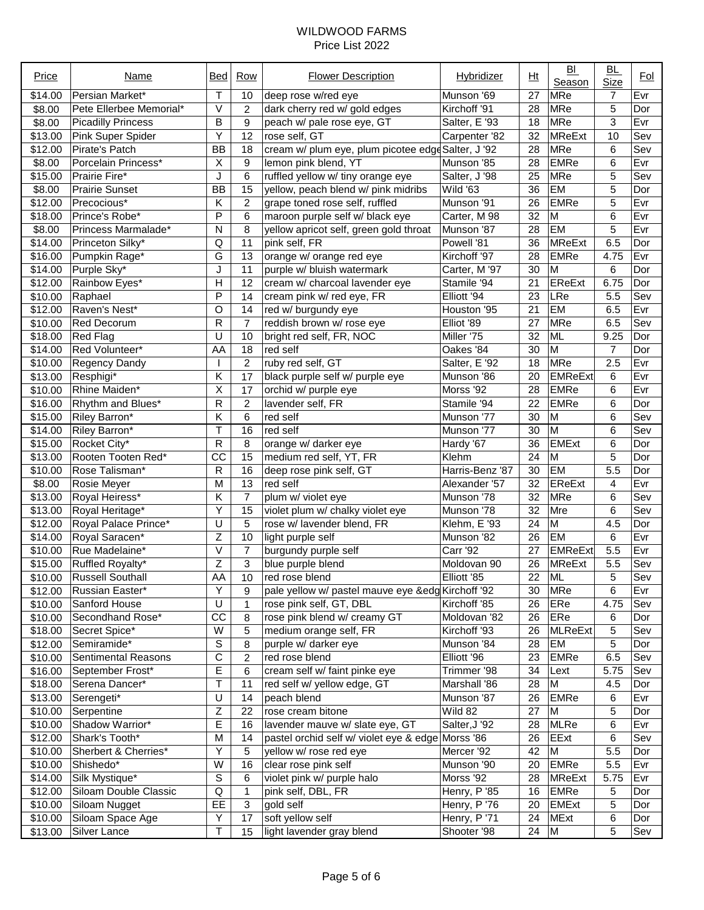WILDWOOD FARMS
Price List 2022

| Price | Name | Bed | Row | Flower Description | Hybridizer | Ht | Bl Season | BL Size | Fol |
|---|---|---|---|---|---|---|---|---|---|
| $14.00 | Persian Market* | T | 10 | deep rose w/red eye | Munson '69 | 27 | MRe | 7 | Evr |
| $8.00 | Pete Ellerbee Memorial* | V | 2 | dark cherry red w/ gold edges | Kirchoff '91 | 28 | MRe | 5 | Dor |
| $8.00 | Picadilly Princess | B | 9 | peach w/ pale rose eye, GT | Salter, E '93 | 18 | MRe | 3 | Evr |
| $13.00 | Pink Super Spider | Y | 12 | rose self, GT | Carpenter '82 | 32 | MReExt | 10 | Sev |
| $12.00 | Pirate's Patch | BB | 18 | cream w/ plum eye, plum picotee edge | Salter, J '92 | 28 | MRe | 6 | Sev |
| $8.00 | Porcelain Princess* | X | 9 | lemon pink blend, YT | Munson '85 | 28 | EMRe | 6 | Evr |
| $15.00 | Prairie Fire* | J | 6 | ruffled yellow w/ tiny orange eye | Salter, J '98 | 25 | MRe | 5 | Sev |
| $8.00 | Prairie Sunset | BB | 15 | yellow, peach blend w/ pink midribs | Wild '63 | 36 | EM | 5 | Dor |
| $12.00 | Precocious* | K | 2 | grape toned rose self, ruffled | Munson '91 | 26 | EMRe | 5 | Evr |
| $18.00 | Prince's Robe* | P | 6 | maroon purple self w/ black eye | Carter, M 98 | 32 | M | 6 | Evr |
| $8.00 | Princess Marmalade* | N | 8 | yellow apricot self, green gold throat | Munson '87 | 28 | EM | 5 | Evr |
| $14.00 | Princeton Silky* | Q | 11 | pink self, FR | Powell '81 | 36 | MReExt | 6.5 | Dor |
| $16.00 | Pumpkin Rage* | G | 13 | orange w/ orange red eye | Kirchoff '97 | 28 | EMRe | 4.75 | Evr |
| $14.00 | Purple Sky* | J | 11 | purple w/ bluish watermark | Carter, M '97 | 30 | M | 6 | Dor |
| $12.00 | Rainbow Eyes* | H | 12 | cream w/ charcoal lavender eye | Stamile '94 | 21 | EReExt | 6.75 | Dor |
| $10.00 | Raphael | P | 14 | cream pink w/ red eye, FR | Elliott '94 | 23 | LRe | 5.5 | Sev |
| $12.00 | Raven's Nest* | O | 14 | red w/ burgundy eye | Houston '95 | 21 | EM | 6.5 | Evr |
| $10.00 | Red Decorum | R | 7 | reddish brown w/ rose eye | Elliot '89 | 27 | MRe | 6.5 | Sev |
| $18.00 | Red Flag | U | 10 | bright red self, FR, NOC | Miller '75 | 32 | ML | 9.25 | Dor |
| $14.00 | Red Volunteer* | AA | 18 | red self | Oakes '84 | 30 | M | 7 | Dor |
| $10.00 | Regency Dandy | I | 2 | ruby red self, GT | Salter, E '92 | 18 | MRe | 2.5 | Evr |
| $13.00 | Resphigi* | K | 17 | black purple self w/ purple eye | Munson '86 | 20 | EMReExt | 6 | Evr |
| $10.00 | Rhine Maiden* | X | 17 | orchid w/ purple eye | Morss '92 | 28 | EMRe | 6 | Evr |
| $16.00 | Rhythm and Blues* | R | 2 | lavender self, FR | Stamile '94 | 22 | EMRe | 6 | Dor |
| $15.00 | Riley Barron* | K | 6 | red self | Munson '77 | 30 | M | 6 | Sev |
| $14.00 | Riley Barron* | T | 16 | red self | Munson '77 | 30 | M | 6 | Sev |
| $15.00 | Rocket City* | R | 8 | orange w/ darker eye | Hardy '67 | 36 | EMExt | 6 | Dor |
| $13.00 | Rooten Tooten Red* | CC | 15 | medium red self, YT, FR | Klehm | 24 | M | 5 | Dor |
| $10.00 | Rose Talisman* | R | 16 | deep rose pink self, GT | Harris-Benz '87 | 30 | EM | 5.5 | Dor |
| $8.00 | Rosie Meyer | M | 13 | red self | Alexander '57 | 32 | EReExt | 4 | Evr |
| $13.00 | Royal Heiress* | K | 7 | plum w/ violet eye | Munson '78 | 32 | MRe | 6 | Sev |
| $13.00 | Royal Heritage* | Y | 15 | violet plum w/ chalky violet eye | Munson '78 | 32 | Mre | 6 | Sev |
| $12.00 | Royal Palace Prince* | U | 5 | rose w/ lavender blend, FR | Klehm, E '93 | 24 | M | 4.5 | Dor |
| $14.00 | Royal Saracen* | Z | 10 | light purple self | Munson '82 | 26 | EM | 6 | Evr |
| $10.00 | Rue Madelaine* | V | 7 | burgundy purple self | Carr '92 | 27 | EMReExt | 5.5 | Evr |
| $15.00 | Ruffled Royalty* | Z | 3 | blue purple blend | Moldovan 90 | 26 | MReExt | 5.5 | Sev |
| $10.00 | Russell Southall | AA | 10 | red rose blend | Elliott '85 | 22 | ML | 5 | Sev |
| $12.00 | Russian Easter* | Y | 9 | pale yellow w/ pastel mauve eye &edg | Kirchoff '92 | 30 | MRe | 6 | Evr |
| $10.00 | Sanford House | U | 1 | rose pink self, GT, DBL | Kirchoff '85 | 26 | ERe | 4.75 | Sev |
| $10.00 | Secondhand Rose* | CC | 8 | rose pink blend w/ creamy GT | Moldovan '82 | 26 | ERe | 6 | Dor |
| $18.00 | Secret Spice* | W | 5 | medium orange self, FR | Kirchoff '93 | 26 | MLReExt | 5 | Sev |
| $12.00 | Semiramide* | S | 8 | purple w/ darker eye | Munson '84 | 28 | EM | 5 | Dor |
| $10.00 | Sentimental Reasons | C | 2 | red rose blend | Elliott '96 | 23 | EMRe | 6.5 | Sev |
| $16.00 | September Frost* | E | 6 | cream self w/ faint pinke eye | Trimmer '98 | 34 | Lext | 5.75 | Sev |
| $18.00 | Serena Dancer* | T | 11 | red self w/ yellow edge, GT | Marshall '86 | 28 | M | 4.5 | Dor |
| $13.00 | Serengeti* | U | 14 | peach blend | Munson '87 | 26 | EMRe | 6 | Evr |
| $10.00 | Serpentine | Z | 22 | rose cream bitone | Wild 82 | 27 | M | 5 | Dor |
| $10.00 | Shadow Warrior* | E | 16 | lavender mauve w/ slate eye, GT | Salter,J '92 | 28 | MLRe | 6 | Evr |
| $12.00 | Shark's Tooth* | M | 14 | pastel orchid self w/ violet eye & edge | Morss '86 | 26 | EExt | 6 | Sev |
| $10.00 | Sherbert & Cherries* | Y | 5 | yellow w/ rose red eye | Mercer '92 | 42 | M | 5.5 | Dor |
| $10.00 | Shishedo* | W | 16 | clear rose pink self | Munson '90 | 20 | EMRe | 5.5 | Evr |
| $14.00 | Silk Mystique* | S | 6 | violet pink w/ purple halo | Morss '92 | 28 | MReExt | 5.75 | Evr |
| $12.00 | Siloam Double Classic | Q | 1 | pink self, DBL, FR | Henry, P '85 | 16 | EMRe | 5 | Dor |
| $10.00 | Siloam Nugget | EE | 3 | gold self | Henry, P '76 | 20 | EMExt | 5 | Dor |
| $10.00 | Siloam Space Age | Y | 17 | soft yellow self | Henry, P '71 | 24 | MExt | 6 | Dor |
| $13.00 | Silver Lance | T | 15 | light lavender gray blend | Shooter '98 | 24 | M | 5 | Sev |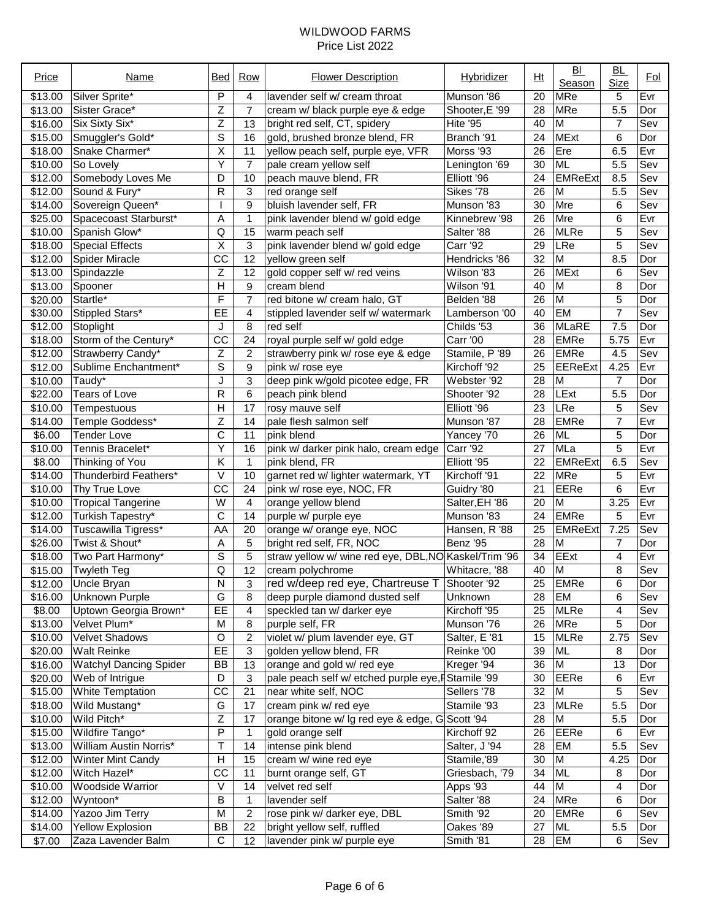WILDWOOD FARMS
Price List 2022

| Price | Name | Bed | Row | Flower Description | Hybridizer | Ht | Bl Season | BL Size | Fol |
|---|---|---|---|---|---|---|---|---|---|
| $13.00 | Silver Sprite* | P | 4 | lavender self w/ cream throat | Munson '86 | 20 | MRe | 5 | Evr |
| $13.00 | Sister Grace* | Z | 7 | cream w/ black purple eye & edge | Shooter,E '99 | 28 | MRe | 5.5 | Dor |
| $16.00 | Six Sixty Six* | Z | 13 | bright red self, CT, spidery | Hite '95 | 40 | M | 7 | Sev |
| $15.00 | Smuggler's Gold* | S | 16 | gold, brushed bronze blend, FR | Branch '91 | 24 | MExt | 6 | Dor |
| $18.00 | Snake Charmer* | X | 11 | yellow peach self, purple eye, VFR | Morss '93 | 26 | Ere | 6.5 | Evr |
| $10.00 | So Lovely | Y | 7 | pale cream yellow self | Lenington '69 | 30 | ML | 5.5 | Sev |
| $12.00 | Somebody Loves Me | D | 10 | peach mauve blend, FR | Elliott '96 | 24 | EMReExt | 8.5 | Sev |
| $12.00 | Sound & Fury* | R | 3 | red orange self | Sikes '78 | 26 | M | 5.5 | Sev |
| $14.00 | Sovereign Queen* | I | 9 | bluish lavender self, FR | Munson '83 | 30 | Mre | 6 | Sev |
| $25.00 | Spacecoast Starburst* | A | 1 | pink lavender blend w/ gold edge | Kinnebrew '98 | 26 | Mre | 6 | Evr |
| $10.00 | Spanish Glow* | Q | 15 | warm peach self | Salter '88 | 26 | MLRe | 5 | Sev |
| $18.00 | Special Effects | X | 3 | pink lavender blend w/ gold edge | Carr '92 | 29 | LRe | 5 | Sev |
| $12.00 | Spider Miracle | CC | 12 | yellow green self | Hendricks '86 | 32 | M | 8.5 | Dor |
| $13.00 | Spindazzle | Z | 12 | gold copper self w/ red veins | Wilson '83 | 26 | MExt | 6 | Sev |
| $13.00 | Spooner | H | 9 | cream blend | Wilson '91 | 40 | M | 8 | Dor |
| $20.00 | Startle* | F | 7 | red bitone w/ cream halo, GT | Belden '88 | 26 | M | 5 | Dor |
| $30.00 | Stippled Stars* | EE | 4 | stippled lavender self w/ watermark | Lamberson '00 | 40 | EM | 7 | Sev |
| $12.00 | Stoplight | J | 8 | red self | Childs '53 | 36 | MLaRE | 7.5 | Dor |
| $18.00 | Storm of the Century* | CC | 24 | royal purple self w/ gold edge | Carr '00 | 28 | EMRe | 5.75 | Evr |
| $12.00 | Strawberry Candy* | Z | 2 | strawberry pink w/ rose eye & edge | Stamile, P '89 | 26 | EMRe | 4.5 | Sev |
| $12.00 | Sublime Enchantment* | S | 9 | pink w/ rose eye | Kirchoff '92 | 25 | EEReExt | 4.25 | Evr |
| $10.00 | Taudy* | J | 3 | deep pink w/gold picotee edge, FR | Webster '92 | 28 | M | 7 | Dor |
| $22.00 | Tears of Love | R | 6 | peach pink blend | Shooter '92 | 28 | LExt | 5.5 | Dor |
| $10.00 | Tempestuous | H | 17 | rosy mauve self | Elliott '96 | 23 | LRe | 5 | Sev |
| $14.00 | Temple Goddess* | Z | 14 | pale flesh salmon self | Munson '87 | 28 | EMRe | 7 | Evr |
| $6.00 | Tender Love | C | 11 | pink blend | Yancey '70 | 26 | ML | 5 | Dor |
| $10.00 | Tennis Bracelet* | Y | 16 | pink w/ darker pink halo, cream edge | Carr '92 | 27 | MLa | 5 | Evr |
| $8.00 | Thinking of You | K | 1 | pink blend, FR | Elliott '95 | 22 | EMReExt | 6.5 | Sev |
| $14.00 | Thunderbird Feathers* | V | 10 | garnet red w/ lighter watermark, YT | Kirchoff '91 | 22 | MRe | 5 | Evr |
| $10.00 | Thy True Love | CC | 24 | pink w/ rose eye, NOC, FR | Guidry '80 | 21 | EERe | 6 | Evr |
| $10.00 | Tropical Tangerine | W | 4 | orange yellow blend | Salter,EH '86 | 20 | M | 3.25 | Evr |
| $12.00 | Turkish Tapestry* | C | 14 | purple w/ purple eye | Munson '83 | 24 | EMRe | 5 | Evr |
| $14.00 | Tuscawilla Tigress* | AA | 20 | orange w/ orange eye, NOC | Hansen, R '88 | 25 | EMReExt | 7.25 | Sev |
| $26.00 | Twist & Shout* | A | 5 | bright red self, FR, NOC | Benz '95 | 28 | M | 7 | Dor |
| $18.00 | Two Part Harmony* | S | 5 | straw yellow w/ wine red eye, DBL,NO | Kaskel/Trim '96 | 34 | EExt | 4 | Evr |
| $15.00 | Twyleth Teg | Q | 12 | cream polychrome | Whitacre, '88 | 40 | M | 8 | Sev |
| $12.00 | Uncle Bryan | N | 3 | red w/deep red eye, Chartreuse T | Shooter '92 | 25 | EMRe | 6 | Dor |
| $16.00 | Unknown Purple | G | 8 | deep purple diamond dusted self | Unknown | 28 | EM | 6 | Sev |
| $8.00 | Uptown Georgia Brown* | EE | 4 | speckled tan w/ darker eye | Kirchoff '95 | 25 | MLRe | 4 | Sev |
| $13.00 | Velvet Plum* | M | 8 | purple self, FR | Munson '76 | 26 | MRe | 5 | Dor |
| $10.00 | Velvet Shadows | O | 2 | violet w/ plum lavender eye, GT | Salter, E '81 | 15 | MLRe | 2.75 | Sev |
| $20.00 | Walt Reinke | EE | 3 | golden yellow blend, FR | Reinke '00 | 39 | ML | 8 | Dor |
| $16.00 | Watchyl Dancing Spider | BB | 13 | orange and gold w/ red eye | Kreger '94 | 36 | M | 13 | Dor |
| $20.00 | Web of Intrigue | D | 3 | pale peach self w/ etched purple eye,F | Stamile '99 | 30 | EERe | 6 | Evr |
| $15.00 | White Temptation | CC | 21 | near white self, NOC | Sellers '78 | 32 | M | 5 | Sev |
| $18.00 | Wild Mustang* | G | 17 | cream pink w/ red eye | Stamile '93 | 23 | MLRe | 5.5 | Dor |
| $10.00 | Wild Pitch* | Z | 17 | orange bitone w/ lg red eye & edge, G | Scott '94 | 28 | M | 5.5 | Dor |
| $15.00 | Wildfire Tango* | P | 1 | gold orange self | Kirchoff 92 | 26 | EERe | 6 | Evr |
| $13.00 | William Austin Norris* | T | 14 | intense pink blend | Salter, J '94 | 28 | EM | 5.5 | Sev |
| $12.00 | Winter Mint Candy | H | 15 | cream w/ wine red eye | Stamile,'89 | 30 | M | 4.25 | Dor |
| $12.00 | Witch Hazel* | CC | 11 | burnt orange self, GT | Griesbach, '79 | 34 | ML | 8 | Dor |
| $10.00 | Woodside Warrior | V | 14 | velvet red self | Apps '93 | 44 | M | 4 | Dor |
| $12.00 | Wyntoon* | B | 1 | lavender self | Salter '88 | 24 | MRe | 6 | Dor |
| $14.00 | Yazoo Jim Terry | M | 2 | rose pink w/ darker eye, DBL | Smith '92 | 20 | EMRe | 6 | Sev |
| $14.00 | Yellow Explosion | BB | 22 | bright yellow self, ruffled | Oakes '89 | 27 | ML | 5.5 | Dor |
| $7.00 | Zaza Lavender Balm | C | 12 | lavender pink w/ purple eye | Smith '81 | 28 | EM | 6 | Sev |